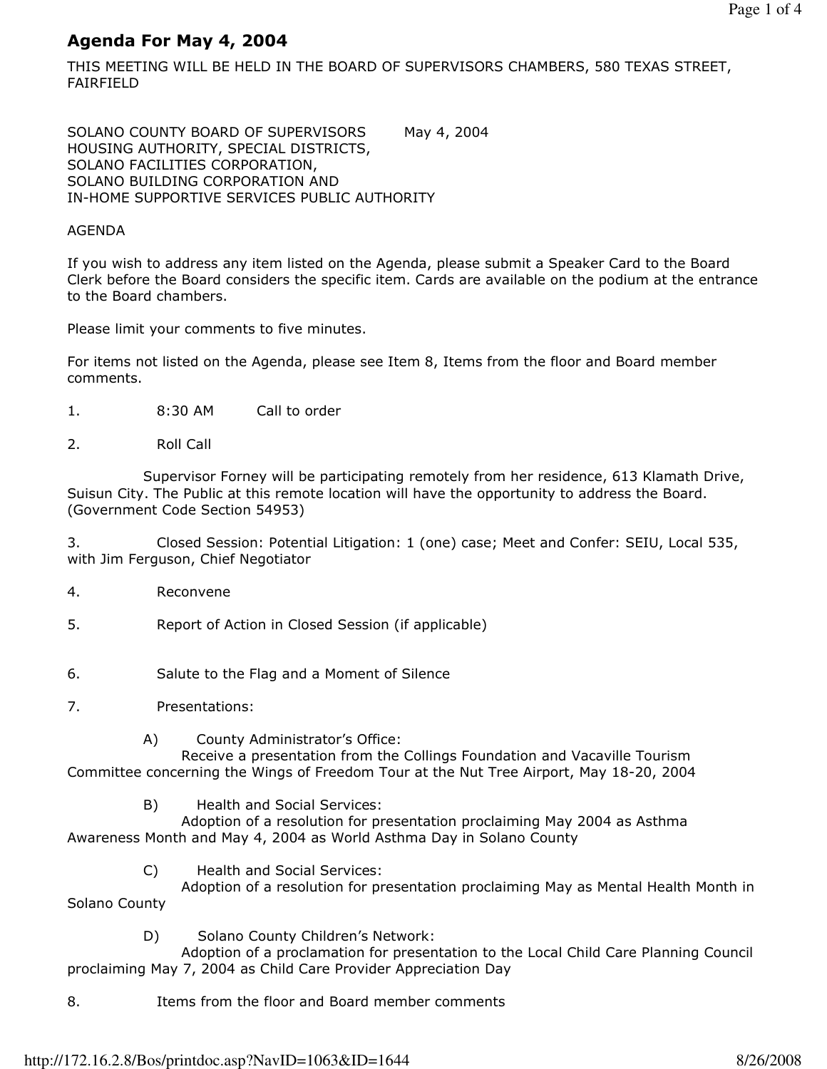# Agenda For May 4, 2004

THIS MEETING WILL BE HELD IN THE BOARD OF SUPERVISORS CHAMBERS, 580 TEXAS STREET, FAIRFIELD

SOLANO COUNTY BOARD OF SUPERVISORS May 4, 2004
HOUSING AUTHORITY, SPECIAL DISTRICTS,
SOLANO FACILITIES CORPORATION,
SOLANO BUILDING CORPORATION AND
IN-HOME SUPPORTIVE SERVICES PUBLIC AUTHORITY

AGENDA

If you wish to address any item listed on the Agenda, please submit a Speaker Card to the Board Clerk before the Board considers the specific item. Cards are available on the podium at the entrance to the Board chambers.

Please limit your comments to five minutes.

For items not listed on the Agenda, please see Item 8, Items from the floor and Board member comments.

1. 8:30 AM Call to order

2. Roll Call

Supervisor Forney will be participating remotely from her residence, 613 Klamath Drive, Suisun City. The Public at this remote location will have the opportunity to address the Board. (Government Code Section 54953)

3. Closed Session: Potential Litigation: 1 (one) case; Meet and Confer: SEIU, Local 535, with Jim Ferguson, Chief Negotiator

4. Reconvene

5. Report of Action in Closed Session (if applicable)

6. Salute to the Flag and a Moment of Silence

7. Presentations:

   A) County Administrator's Office:
   Receive a presentation from the Collings Foundation and Vacaville Tourism Committee concerning the Wings of Freedom Tour at the Nut Tree Airport, May 18-20, 2004

   B) Health and Social Services:
   Adoption of a resolution for presentation proclaiming May 2004 as Asthma Awareness Month and May 4, 2004 as World Asthma Day in Solano County

   C) Health and Social Services:
   Adoption of a resolution for presentation proclaiming May as Mental Health Month in Solano County

   D) Solano County Children's Network:
   Adoption of a proclamation for presentation to the Local Child Care Planning Council proclaiming May 7, 2004 as Child Care Provider Appreciation Day

8. Items from the floor and Board member comments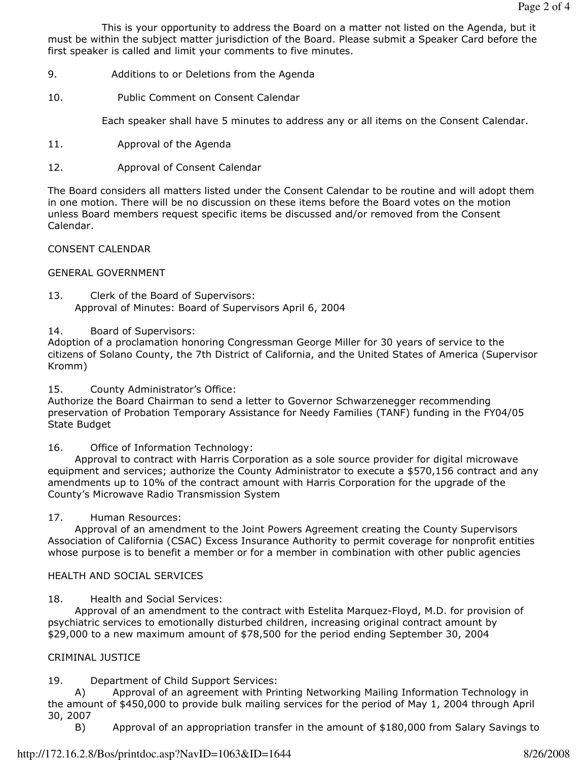This is your opportunity to address the Board on a matter not listed on the Agenda, but it must be within the subject matter jurisdiction of the Board. Please submit a Speaker Card before the first speaker is called and limit your comments to five minutes.

9. Additions to or Deletions from the Agenda

10. Public Comment on Consent Calendar

Each speaker shall have 5 minutes to address any or all items on the Consent Calendar.

11. Approval of the Agenda

12. Approval of Consent Calendar

The Board considers all matters listed under the Consent Calendar to be routine and will adopt them in one motion. There will be no discussion on these items before the Board votes on the motion unless Board members request specific items be discussed and/or removed from the Consent Calendar.

CONSENT CALENDAR

GENERAL GOVERNMENT

13. Clerk of the Board of Supervisors:
Approval of Minutes: Board of Supervisors April 6, 2004

14. Board of Supervisors:
Adoption of a proclamation honoring Congressman George Miller for 30 years of service to the citizens of Solano County, the 7th District of California, and the United States of America (Supervisor Kromm)

15. County Administrator's Office:
Authorize the Board Chairman to send a letter to Governor Schwarzenegger recommending preservation of Probation Temporary Assistance for Needy Families (TANF) funding in the FY04/05 State Budget

16. Office of Information Technology:
Approval to contract with Harris Corporation as a sole source provider for digital microwave equipment and services; authorize the County Administrator to execute a $570,156 contract and any amendments up to 10% of the contract amount with Harris Corporation for the upgrade of the County's Microwave Radio Transmission System

17. Human Resources:
Approval of an amendment to the Joint Powers Agreement creating the County Supervisors Association of California (CSAC) Excess Insurance Authority to permit coverage for nonprofit entities whose purpose is to benefit a member or for a member in combination with other public agencies

HEALTH AND SOCIAL SERVICES

18. Health and Social Services:
Approval of an amendment to the contract with Estelita Marquez-Floyd, M.D. for provision of psychiatric services to emotionally disturbed children, increasing original contract amount by $29,000 to a new maximum amount of $78,500 for the period ending September 30, 2004

CRIMINAL JUSTICE

19. Department of Child Support Services:
A) Approval of an agreement with Printing Networking Mailing Information Technology in the amount of $450,000 to provide bulk mailing services for the period of May 1, 2004 through April 30, 2007
B) Approval of an appropriation transfer in the amount of $180,000 from Salary Savings to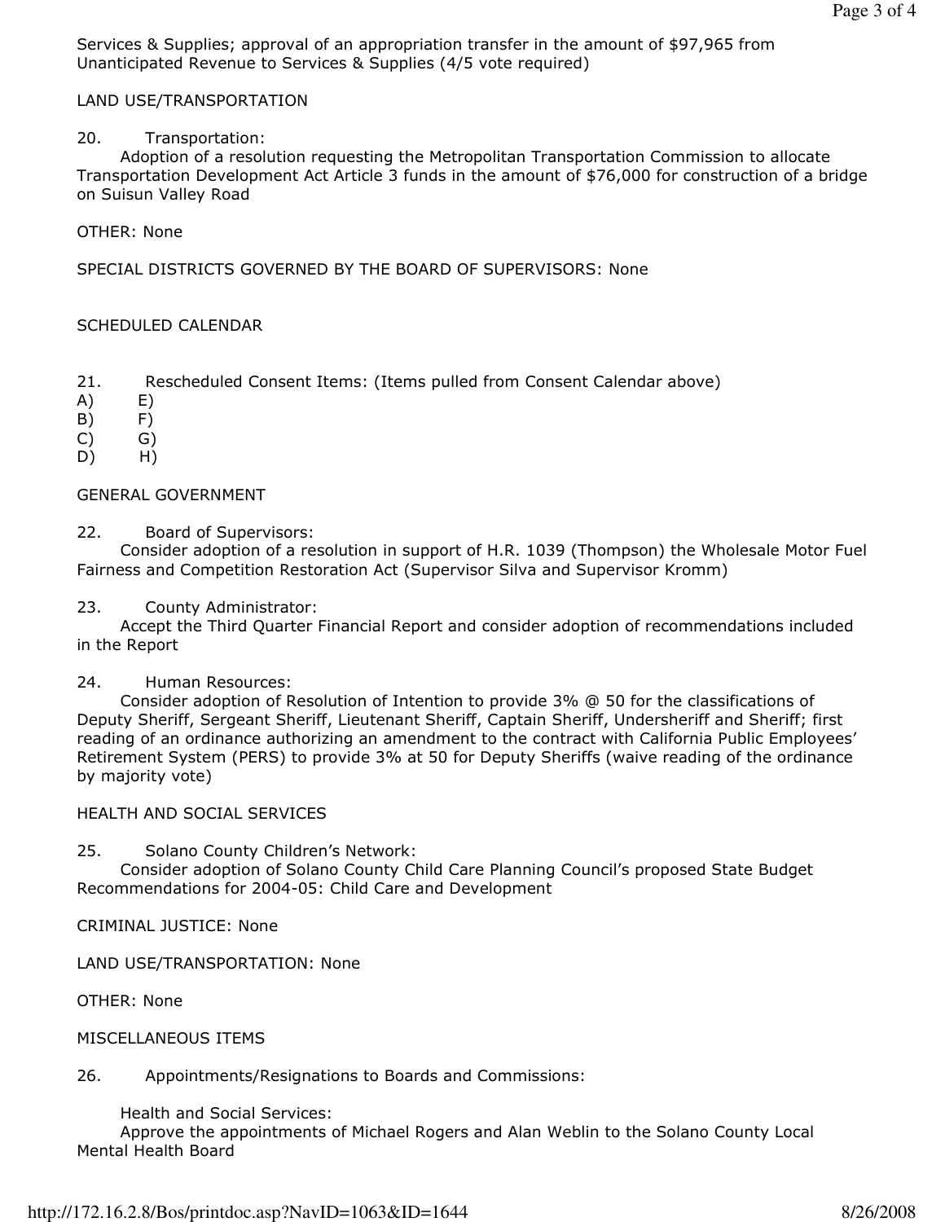Services & Supplies; approval of an appropriation transfer in the amount of $97,965 from Unanticipated Revenue to Services & Supplies (4/5 vote required)

LAND USE/TRANSPORTATION

20. Transportation:
Adoption of a resolution requesting the Metropolitan Transportation Commission to allocate Transportation Development Act Article 3 funds in the amount of $76,000 for construction of a bridge on Suisun Valley Road

OTHER: None

SPECIAL DISTRICTS GOVERNED BY THE BOARD OF SUPERVISORS: None

SCHEDULED CALENDAR

21. Rescheduled Consent Items: (Items pulled from Consent Calendar above)
A) E)
B) F)
C) G)
D) H)

GENERAL GOVERNMENT

22. Board of Supervisors:
Consider adoption of a resolution in support of H.R. 1039 (Thompson) the Wholesale Motor Fuel Fairness and Competition Restoration Act (Supervisor Silva and Supervisor Kromm)

23. County Administrator:
Accept the Third Quarter Financial Report and consider adoption of recommendations included in the Report

24. Human Resources:
Consider adoption of Resolution of Intention to provide 3% @ 50 for the classifications of Deputy Sheriff, Sergeant Sheriff, Lieutenant Sheriff, Captain Sheriff, Undersheriff and Sheriff; first reading of an ordinance authorizing an amendment to the contract with California Public Employees' Retirement System (PERS) to provide 3% at 50 for Deputy Sheriffs (waive reading of the ordinance by majority vote)

HEALTH AND SOCIAL SERVICES

25. Solano County Children's Network:
Consider adoption of Solano County Child Care Planning Council's proposed State Budget Recommendations for 2004-05: Child Care and Development

CRIMINAL JUSTICE: None

LAND USE/TRANSPORTATION: None

OTHER: None

MISCELLANEOUS ITEMS

26. Appointments/Resignations to Boards and Commissions:

Health and Social Services:
Approve the appointments of Michael Rogers and Alan Weblin to the Solano County Local Mental Health Board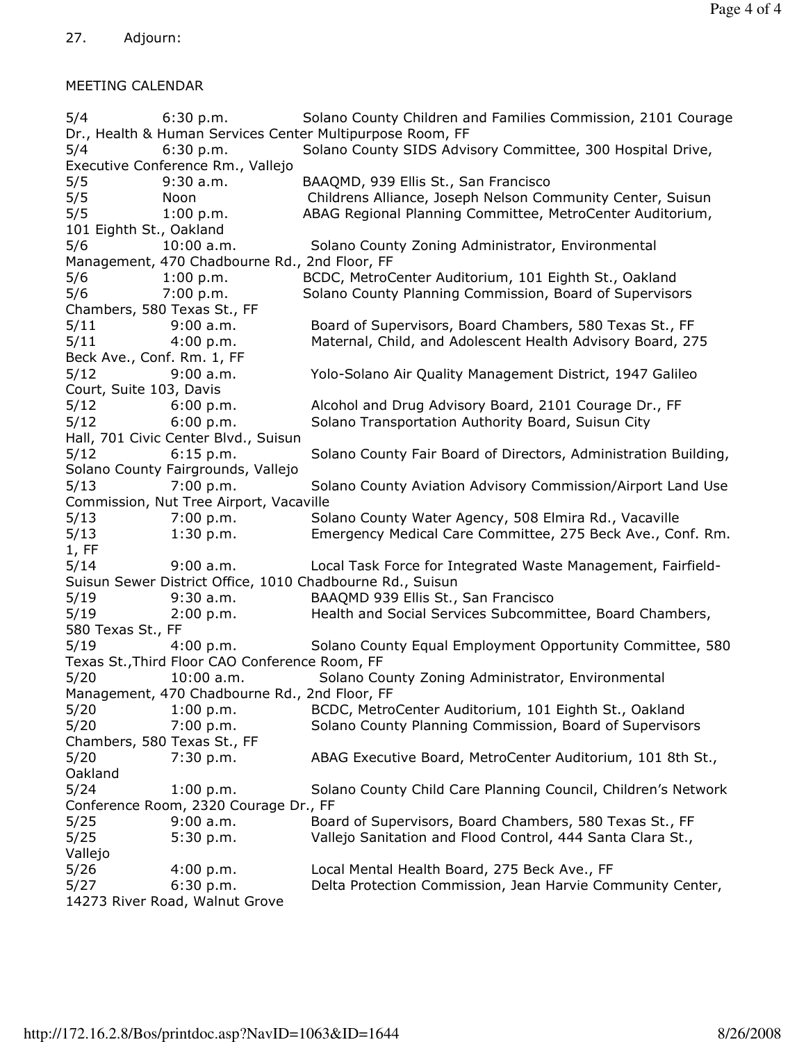27. Adjourn:

MEETING CALENDAR

| | | |
|---|---|---|
| 5/4 | 6:30 p.m. | Solano County Children and Families Commission, 2101 Courage Dr., Health & Human Services Center Multipurpose Room, FF |
| 5/4 | 6:30 p.m. | Solano County SIDS Advisory Committee, 300 Hospital Drive, Executive Conference Rm., Vallejo |
| 5/5 | 9:30 a.m. | BAAQMD, 939 Ellis St., San Francisco |
| 5/5 | Noon | Childrens Alliance, Joseph Nelson Community Center, Suisun |
| 5/5 | 1:00 p.m. | ABAG Regional Planning Committee, MetroCenter Auditorium, 101 Eighth St., Oakland |
| 5/6 | 10:00 a.m. | Solano County Zoning Administrator, Environmental Management, 470 Chadbourne Rd., 2nd Floor, FF |
| 5/6 | 1:00 p.m. | BCDC, MetroCenter Auditorium, 101 Eighth St., Oakland |
| 5/6 | 7:00 p.m. | Solano County Planning Commission, Board of Supervisors Chambers, 580 Texas St., FF |
| 5/11 | 9:00 a.m. | Board of Supervisors, Board Chambers, 580 Texas St., FF |
| 5/11 | 4:00 p.m. | Maternal, Child, and Adolescent Health Advisory Board, 275 Beck Ave., Conf. Rm. 1, FF |
| 5/12 | 9:00 a.m. | Yolo-Solano Air Quality Management District, 1947 Galileo Court, Suite 103, Davis |
| 5/12 | 6:00 p.m. | Alcohol and Drug Advisory Board, 2101 Courage Dr., FF |
| 5/12 | 6:00 p.m. | Solano Transportation Authority Board, Suisun City Hall, 701 Civic Center Blvd., Suisun |
| 5/12 | 6:15 p.m. | Solano County Fair Board of Directors, Administration Building, Solano County Fairgrounds, Vallejo |
| 5/13 | 7:00 p.m. | Solano County Aviation Advisory Commission/Airport Land Use Commission, Nut Tree Airport, Vacaville |
| 5/13 | 7:00 p.m. | Solano County Water Agency, 508 Elmira Rd., Vacaville |
| 5/13 | 1:30 p.m. | Emergency Medical Care Committee, 275 Beck Ave., Conf. Rm. 1, FF |
| 5/14 | 9:00 a.m. | Local Task Force for Integrated Waste Management, Fairfield-Suisun Sewer District Office, 1010 Chadbourne Rd., Suisun |
| 5/19 | 9:30 a.m. | BAAQMD 939 Ellis St., San Francisco |
| 5/19 | 2:00 p.m. | Health and Social Services Subcommittee, Board Chambers, 580 Texas St., FF |
| 5/19 | 4:00 p.m. | Solano County Equal Employment Opportunity Committee, 580 Texas St.,Third Floor CAO Conference Room, FF |
| 5/20 | 10:00 a.m. | Solano County Zoning Administrator, Environmental Management, 470 Chadbourne Rd., 2nd Floor, FF |
| 5/20 | 1:00 p.m. | BCDC, MetroCenter Auditorium, 101 Eighth St., Oakland |
| 5/20 | 7:00 p.m. | Solano County Planning Commission, Board of Supervisors Chambers, 580 Texas St., FF |
| 5/20 | 7:30 p.m. | ABAG Executive Board, MetroCenter Auditorium, 101 8th St., Oakland |
| 5/24 | 1:00 p.m. | Solano County Child Care Planning Council, Children's Network Conference Room, 2320 Courage Dr., FF |
| 5/25 | 9:00 a.m. | Board of Supervisors, Board Chambers, 580 Texas St., FF |
| 5/25 | 5:30 p.m. | Vallejo Sanitation and Flood Control, 444 Santa Clara St., Vallejo |
| 5/26 | 4:00 p.m. | Local Mental Health Board, 275 Beck Ave., FF |
| 5/27 | 6:30 p.m. | Delta Protection Commission, Jean Harvie Community Center, 14273 River Road, Walnut Grove |